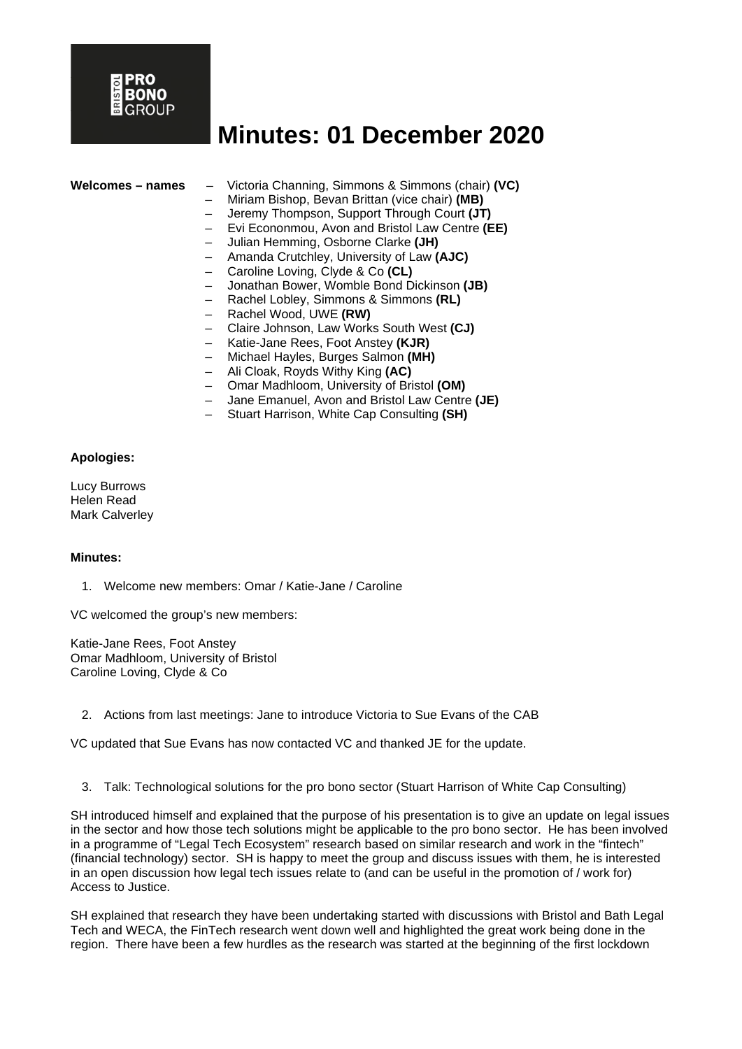BRISTOL PRO BONO GROUP

# Minutes: 01 December 2020

**Welcomes – names**

- Victoria Channing, Simmons & Simmons (chair) **(VC)**
- Miriam Bishop, Bevan Brittan (vice chair) **(MB)**
- Jeremy Thompson, Support Through Court **(JT)**
- Evi Econonmou, Avon and Bristol Law Centre **(EE)**
- Julian Hemming, Osborne Clarke **(JH)**
- Amanda Crutchley, University of Law **(AJC)**
- Caroline Loving, Clyde & Co **(CL)**
- Jonathan Bower, Womble Bond Dickinson **(JB)**
- Rachel Lobley, Simmons & Simmons **(RL)**
- Rachel Wood, UWE **(RW)**
- Claire Johnson, Law Works South West **(CJ)**
- Katie-Jane Rees, Foot Anstey **(KJR)**
- Michael Hayles, Burges Salmon **(MH)**
- Ali Cloak, Royds Withy King **(AC)**
- Omar Madhloom, University of Bristol **(OM)**
- Jane Emanuel, Avon and Bristol Law Centre **(JE)**
- Stuart Harrison, White Cap Consulting **(SH)**

**Apologies:**

Lucy Burrows
Helen Read
Mark Calverley

**Minutes:**

1. Welcome new members: Omar / Katie-Jane / Caroline

VC welcomed the group's new members:

Katie-Jane Rees, Foot Anstey
Omar Madhloom, University of Bristol
Caroline Loving, Clyde & Co

2. Actions from last meetings: Jane to introduce Victoria to Sue Evans of the CAB

VC updated that Sue Evans has now contacted VC and thanked JE for the update.

3. Talk: Technological solutions for the pro bono sector (Stuart Harrison of White Cap Consulting)

SH introduced himself and explained that the purpose of his presentation is to give an update on legal issues in the sector and how those tech solutions might be applicable to the pro bono sector. He has been involved in a programme of "Legal Tech Ecosystem" research based on similar research and work in the "fintech" (financial technology) sector. SH is happy to meet the group and discuss issues with them, he is interested in an open discussion how legal tech issues relate to (and can be useful in the promotion of / work for) Access to Justice.

SH explained that research they have been undertaking started with discussions with Bristol and Bath Legal Tech and WECA, the FinTech research went down well and highlighted the great work being done in the region. There have been a few hurdles as the research was started at the beginning of the first lockdown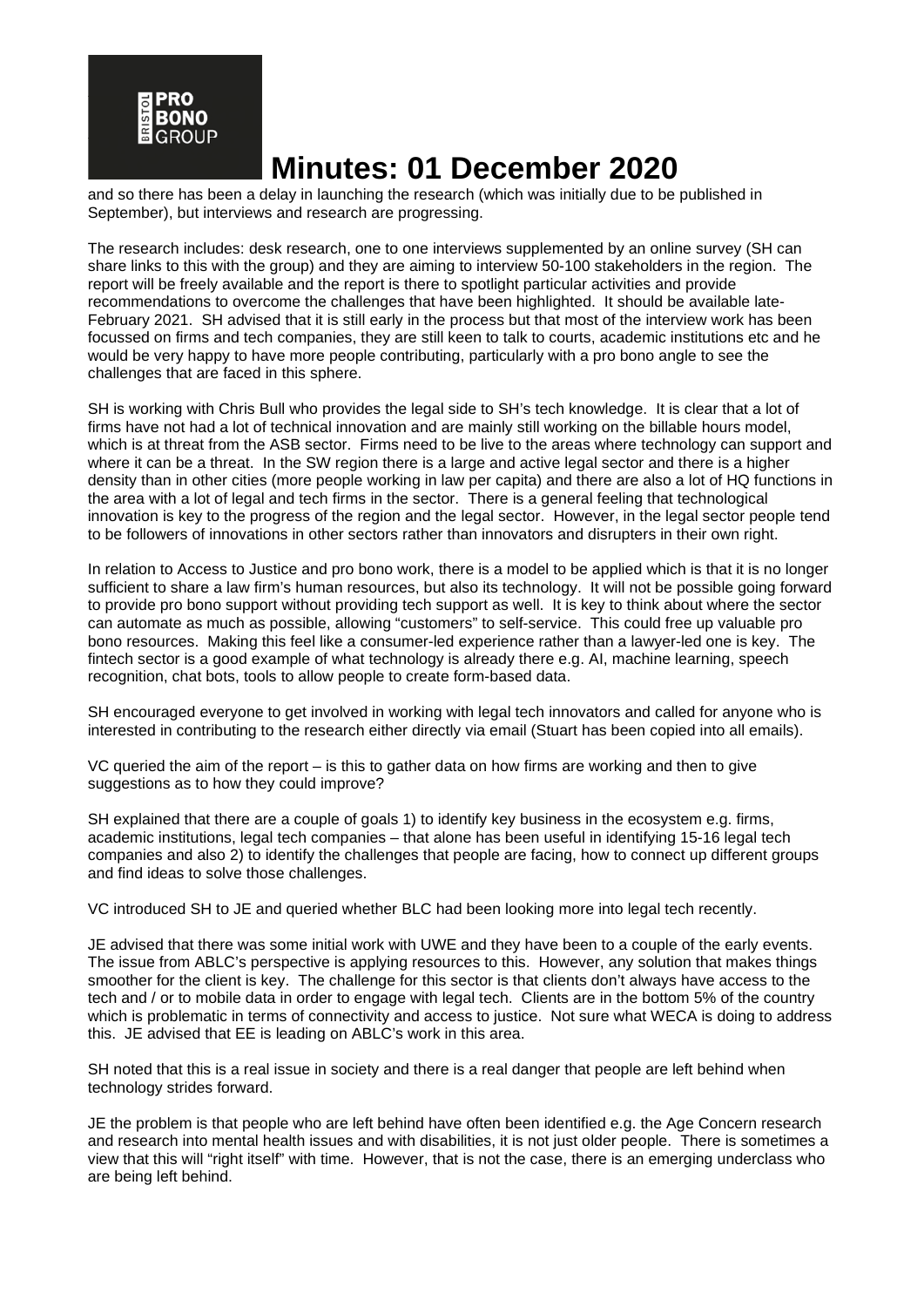and so there has been a delay in launching the research (which was initially due to be published in September), but interviews and research are progressing.

The research includes: desk research, one to one interviews supplemented by an online survey (SH can share links to this with the group) and they are aiming to interview 50-100 stakeholders in the region. The report will be freely available and the report is there to spotlight particular activities and provide recommendations to overcome the challenges that have been highlighted. It should be available late-February 2021. SH advised that it is still early in the process but that most of the interview work has been focussed on firms and tech companies, they are still keen to talk to courts, academic institutions etc and he would be very happy to have more people contributing, particularly with a pro bono angle to see the challenges that are faced in this sphere.

SH is working with Chris Bull who provides the legal side to SH's tech knowledge. It is clear that a lot of firms have not had a lot of technical innovation and are mainly still working on the billable hours model, which is at threat from the ASB sector. Firms need to be live to the areas where technology can support and where it can be a threat. In the SW region there is a large and active legal sector and there is a higher density than in other cities (more people working in law per capita) and there are also a lot of HQ functions in the area with a lot of legal and tech firms in the sector. There is a general feeling that technological innovation is key to the progress of the region and the legal sector. However, in the legal sector people tend to be followers of innovations in other sectors rather than innovators and disrupters in their own right.

In relation to Access to Justice and pro bono work, there is a model to be applied which is that it is no longer sufficient to share a law firm's human resources, but also its technology. It will not be possible going forward to provide pro bono support without providing tech support as well. It is key to think about where the sector can automate as much as possible, allowing "customers" to self-service. This could free up valuable pro bono resources. Making this feel like a consumer-led experience rather than a lawyer-led one is key. The fintech sector is a good example of what technology is already there e.g. AI, machine learning, speech recognition, chat bots, tools to allow people to create form-based data.

SH encouraged everyone to get involved in working with legal tech innovators and called for anyone who is interested in contributing to the research either directly via email (Stuart has been copied into all emails).

VC queried the aim of the report – is this to gather data on how firms are working and then to give suggestions as to how they could improve?

SH explained that there are a couple of goals 1) to identify key business in the ecosystem e.g. firms, academic institutions, legal tech companies – that alone has been useful in identifying 15-16 legal tech companies and also 2) to identify the challenges that people are facing, how to connect up different groups and find ideas to solve those challenges.

VC introduced SH to JE and queried whether BLC had been looking more into legal tech recently.

JE advised that there was some initial work with UWE and they have been to a couple of the early events. The issue from ABLC's perspective is applying resources to this. However, any solution that makes things smoother for the client is key. The challenge for this sector is that clients don't always have access to the tech and / or to mobile data in order to engage with legal tech. Clients are in the bottom 5% of the country which is problematic in terms of connectivity and access to justice. Not sure what WECA is doing to address this. JE advised that EE is leading on ABLC's work in this area.

SH noted that this is a real issue in society and there is a real danger that people are left behind when technology strides forward.

JE the problem is that people who are left behind have often been identified e.g. the Age Concern research and research into mental health issues and with disabilities, it is not just older people. There is sometimes a view that this will "right itself" with time. However, that is not the case, there is an emerging underclass who are being left behind.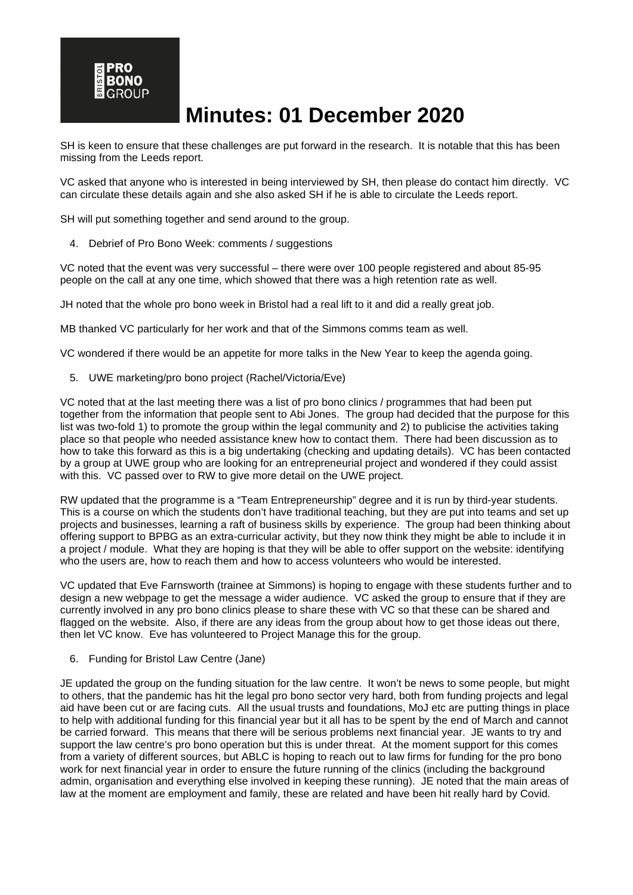# Minutes: 01 December 2020

SH is keen to ensure that these challenges are put forward in the research. It is notable that this has been missing from the Leeds report.

VC asked that anyone who is interested in being interviewed by SH, then please do contact him directly. VC can circulate these details again and she also asked SH if he is able to circulate the Leeds report.

SH will put something together and send around to the group.

4. Debrief of Pro Bono Week: comments / suggestions

VC noted that the event was very successful – there were over 100 people registered and about 85-95 people on the call at any one time, which showed that there was a high retention rate as well.

JH noted that the whole pro bono week in Bristol had a real lift to it and did a really great job.

MB thanked VC particularly for her work and that of the Simmons comms team as well.

VC wondered if there would be an appetite for more talks in the New Year to keep the agenda going.

5. UWE marketing/pro bono project (Rachel/Victoria/Eve)

VC noted that at the last meeting there was a list of pro bono clinics / programmes that had been put together from the information that people sent to Abi Jones. The group had decided that the purpose for this list was two-fold 1) to promote the group within the legal community and 2) to publicise the activities taking place so that people who needed assistance knew how to contact them. There had been discussion as to how to take this forward as this is a big undertaking (checking and updating details). VC has been contacted by a group at UWE group who are looking for an entrepreneurial project and wondered if they could assist with this. VC passed over to RW to give more detail on the UWE project.

RW updated that the programme is a "Team Entrepreneurship" degree and it is run by third-year students. This is a course on which the students don't have traditional teaching, but they are put into teams and set up projects and businesses, learning a raft of business skills by experience. The group had been thinking about offering support to BPBG as an extra-curricular activity, but they now think they might be able to include it in a project / module. What they are hoping is that they will be able to offer support on the website: identifying who the users are, how to reach them and how to access volunteers who would be interested.

VC updated that Eve Farnsworth (trainee at Simmons) is hoping to engage with these students further and to design a new webpage to get the message a wider audience. VC asked the group to ensure that if they are currently involved in any pro bono clinics please to share these with VC so that these can be shared and flagged on the website. Also, if there are any ideas from the group about how to get those ideas out there, then let VC know. Eve has volunteered to Project Manage this for the group.

6. Funding for Bristol Law Centre (Jane)

JE updated the group on the funding situation for the law centre. It won't be news to some people, but might to others, that the pandemic has hit the legal pro bono sector very hard, both from funding projects and legal aid have been cut or are facing cuts. All the usual trusts and foundations, MoJ etc are putting things in place to help with additional funding for this financial year but it all has to be spent by the end of March and cannot be carried forward. This means that there will be serious problems next financial year. JE wants to try and support the law centre's pro bono operation but this is under threat. At the moment support for this comes from a variety of different sources, but ABLC is hoping to reach out to law firms for funding for the pro bono work for next financial year in order to ensure the future running of the clinics (including the background admin, organisation and everything else involved in keeping these running). JE noted that the main areas of law at the moment are employment and family, these are related and have been hit really hard by Covid.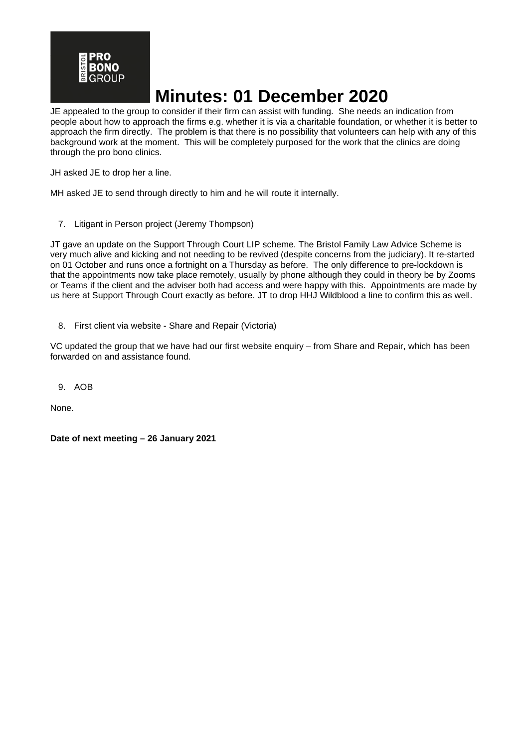# Minutes: 01 December 2020

JE appealed to the group to consider if their firm can assist with funding. She needs an indication from people about how to approach the firms e.g. whether it is via a charitable foundation, or whether it is better to approach the firm directly. The problem is that there is no possibility that volunteers can help with any of this background work at the moment. This will be completely purposed for the work that the clinics are doing through the pro bono clinics.

JH asked JE to drop her a line.

MH asked JE to send through directly to him and he will route it internally.

7. Litigant in Person project (Jeremy Thompson)

JT gave an update on the Support Through Court LIP scheme. The Bristol Family Law Advice Scheme is very much alive and kicking and not needing to be revived (despite concerns from the judiciary). It re-started on 01 October and runs once a fortnight on a Thursday as before. The only difference to pre-lockdown is that the appointments now take place remotely, usually by phone although they could in theory be by Zooms or Teams if the client and the adviser both had access and were happy with this. Appointments are made by us here at Support Through Court exactly as before. JT to drop HHJ Wildblood a line to confirm this as well.

8. First client via website - Share and Repair (Victoria)

VC updated the group that we have had our first website enquiry – from Share and Repair, which has been forwarded on and assistance found.

9. AOB

None.

**Date of next meeting – 26 January 2021**